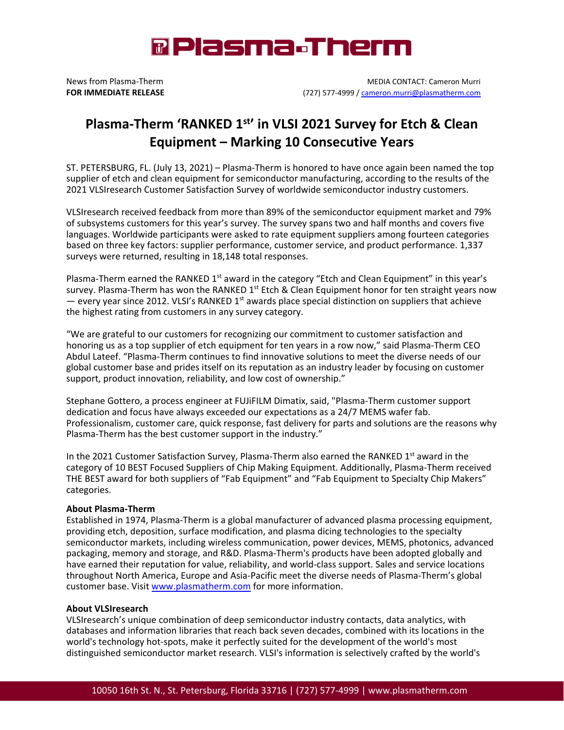# Plasma-Therm

News from Plasma-Therm
**FOR IMMEDIATE RELEASE**

MEDIA CONTACT: Cameron Murri
(727) 577-4999 / cameron.murri@plasmatherm.com

## Plasma-Therm 'RANKED 1st' in VLSI 2021 Survey for Etch & Clean Equipment – Marking 10 Consecutive Years

ST. PETERSBURG, FL. (July 13, 2021) – Plasma-Therm is honored to have once again been named the top supplier of etch and clean equipment for semiconductor manufacturing, according to the results of the 2021 VLSIresearch Customer Satisfaction Survey of worldwide semiconductor industry customers.

VLSIresearch received feedback from more than 89% of the semiconductor equipment market and 79% of subsystems customers for this year's survey. The survey spans two and half months and covers five languages. Worldwide participants were asked to rate equipment suppliers among fourteen categories based on three key factors: supplier performance, customer service, and product performance. 1,337 surveys were returned, resulting in 18,148 total responses.

Plasma-Therm earned the RANKED 1st award in the category "Etch and Clean Equipment" in this year's survey. Plasma-Therm has won the RANKED 1st Etch & Clean Equipment honor for ten straight years now — every year since 2012. VLSI's RANKED 1st awards place special distinction on suppliers that achieve the highest rating from customers in any survey category.

"We are grateful to our customers for recognizing our commitment to customer satisfaction and honoring us as a top supplier of etch equipment for ten years in a row now," said Plasma-Therm CEO Abdul Lateef. "Plasma-Therm continues to find innovative solutions to meet the diverse needs of our global customer base and prides itself on its reputation as an industry leader by focusing on customer support, product innovation, reliability, and low cost of ownership."

Stephane Gottero, a process engineer at FUJiFILM Dimatix, said, "Plasma-Therm customer support dedication and focus have always exceeded our expectations as a 24/7 MEMS wafer fab. Professionalism, customer care, quick response, fast delivery for parts and solutions are the reasons why Plasma-Therm has the best customer support in the industry."

In the 2021 Customer Satisfaction Survey, Plasma-Therm also earned the RANKED 1st award in the category of 10 BEST Focused Suppliers of Chip Making Equipment. Additionally, Plasma-Therm received THE BEST award for both suppliers of "Fab Equipment" and "Fab Equipment to Specialty Chip Makers" categories.

**About Plasma-Therm**
Established in 1974, Plasma-Therm is a global manufacturer of advanced plasma processing equipment, providing etch, deposition, surface modification, and plasma dicing technologies to the specialty semiconductor markets, including wireless communication, power devices, MEMS, photonics, advanced packaging, memory and storage, and R&D. Plasma-Therm's products have been adopted globally and have earned their reputation for value, reliability, and world-class support. Sales and service locations throughout North America, Europe and Asia-Pacific meet the diverse needs of Plasma-Therm's global customer base. Visit www.plasmatherm.com for more information.

**About VLSIresearch**
VLSIresearch's unique combination of deep semiconductor industry contacts, data analytics, with databases and information libraries that reach back seven decades, combined with its locations in the world's technology hot-spots, make it perfectly suited for the development of the world's most distinguished semiconductor market research. VLSI's information is selectively crafted by the world's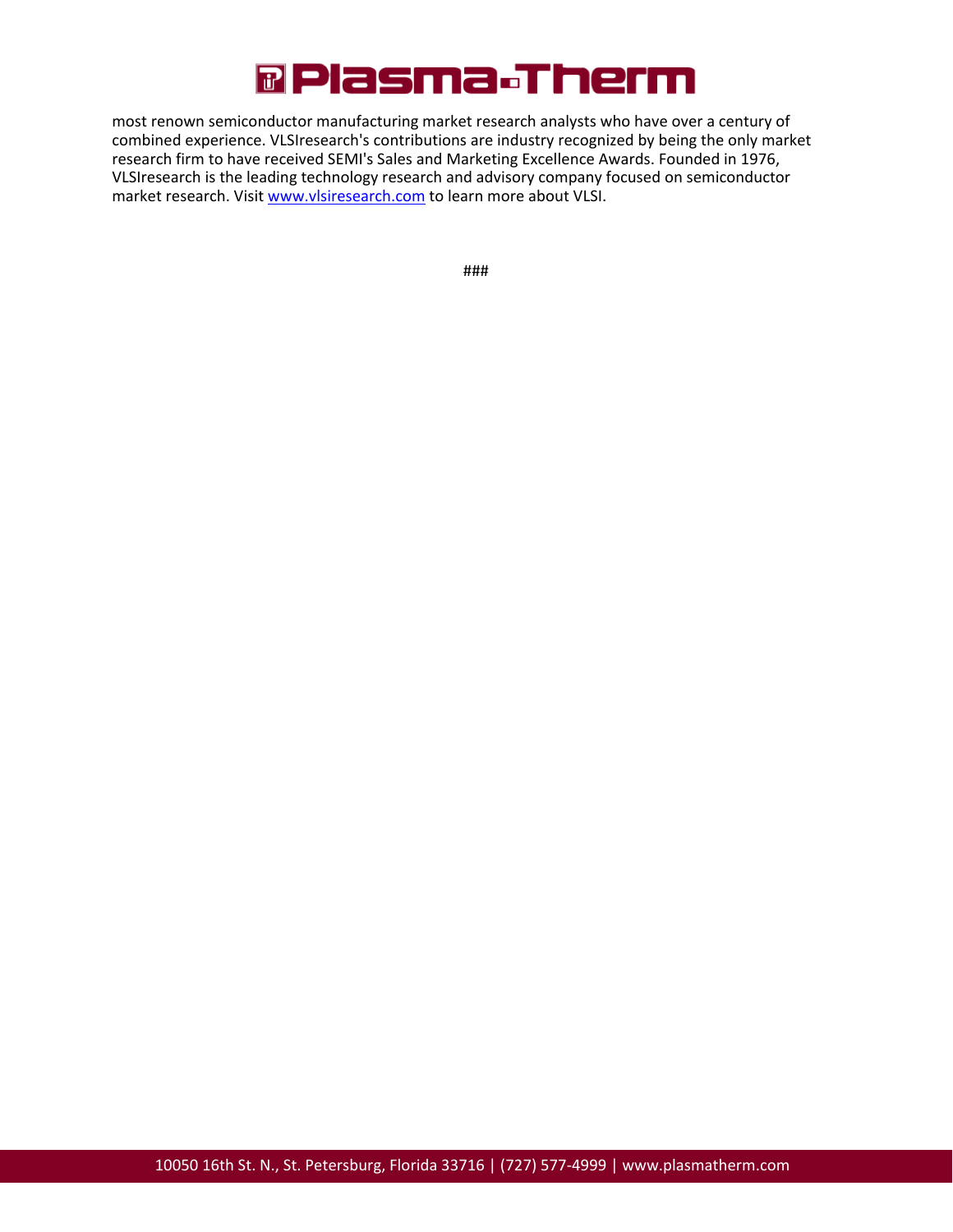most renown semiconductor manufacturing market research analysts who have over a century of combined experience. VLSIresearch's contributions are industry recognized by being the only market research firm to have received SEMI's Sales and Marketing Excellence Awards. Founded in 1976, VLSIresearch is the leading technology research and advisory company focused on semiconductor market research. Visit [www.vlsiresearch.com](http://www.vlsiresearch.com) to learn more about VLSI.

###